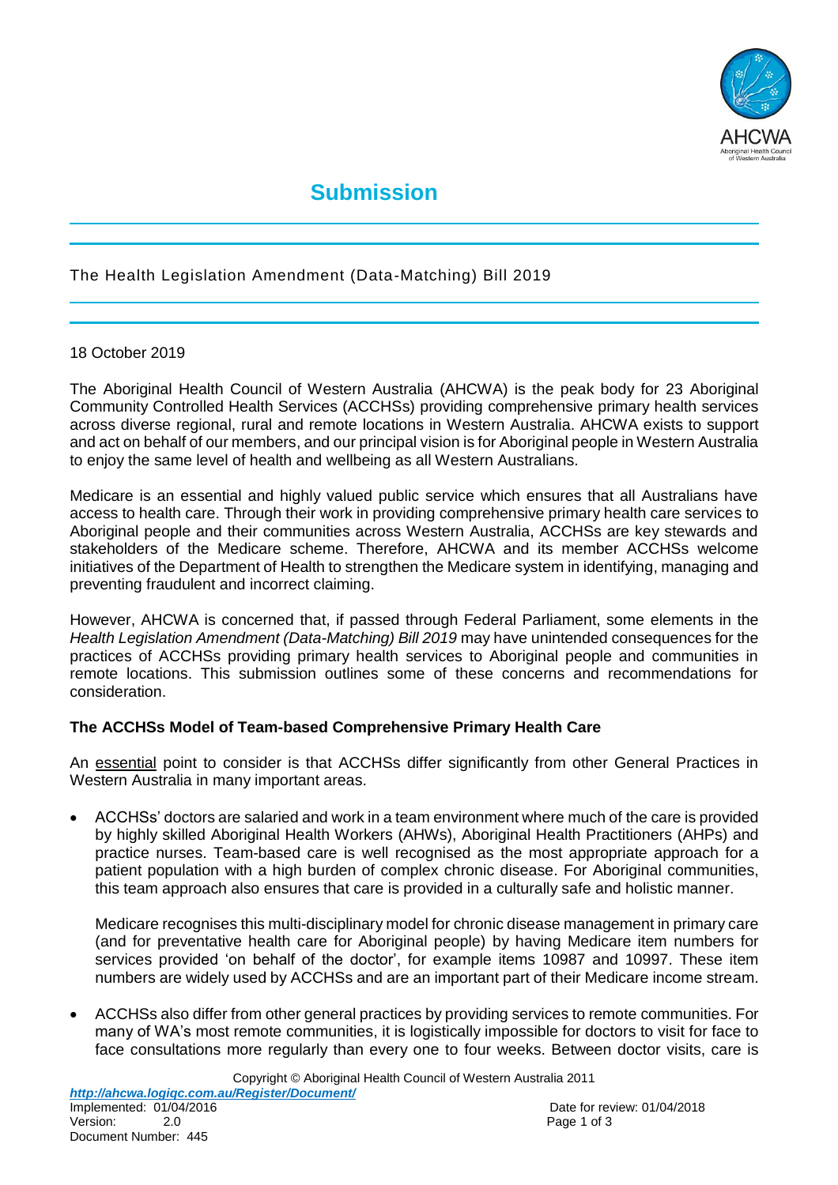# Submission

The Health Legislation Amendment (Data-Matching) Bill 2019

18 October 2019

The Aboriginal Health Council of Western Australia (AHCWA) is the peak body for 23 Aboriginal Community Controlled Health Services (ACCHSs) providing comprehensive primary health services across diverse regional, rural and remote locations in Western Australia. AHCWA exists to support and act on behalf of our members, and our principal vision is for Aboriginal people in Western Australia to enjoy the same level of health and wellbeing as all Western Australians.

Medicare is an essential and highly valued public service which ensures that all Australians have access to health care. Through their work in providing comprehensive primary health care services to Aboriginal people and their communities across Western Australia, ACCHSs are key stewards and stakeholders of the Medicare scheme. Therefore, AHCWA and its member ACCHSs welcome initiatives of the Department of Health to strengthen the Medicare system in identifying, managing and preventing fraudulent and incorrect claiming.

However, AHCWA is concerned that, if passed through Federal Parliament, some elements in the *Health Legislation Amendment (Data-Matching) Bill 2019* may have unintended consequences for the practices of ACCHSs providing primary health services to Aboriginal people and communities in remote locations. This submission outlines some of these concerns and recommendations for consideration.

**The ACCHSs Model of Team-based Comprehensive Primary Health Care**

An essential point to consider is that ACCHSs differ significantly from other General Practices in Western Australia in many important areas.

- ACCHSs' doctors are salaried and work in a team environment where much of the care is provided by highly skilled Aboriginal Health Workers (AHWs), Aboriginal Health Practitioners (AHPs) and practice nurses. Team-based care is well recognised as the most appropriate approach for a patient population with a high burden of complex chronic disease. For Aboriginal communities, this team approach also ensures that care is provided in a culturally safe and holistic manner.

  Medicare recognises this multi-disciplinary model for chronic disease management in primary care (and for preventative health care for Aboriginal people) by having Medicare item numbers for services provided 'on behalf of the doctor', for example items 10987 and 10997. These item numbers are widely used by ACCHSs and are an important part of their Medicare income stream.

- ACCHSs also differ from other general practices by providing services to remote communities. For many of WA's most remote communities, it is logistically impossible for doctors to visit for face to face consultations more regularly than every one to four weeks. Between doctor visits, care is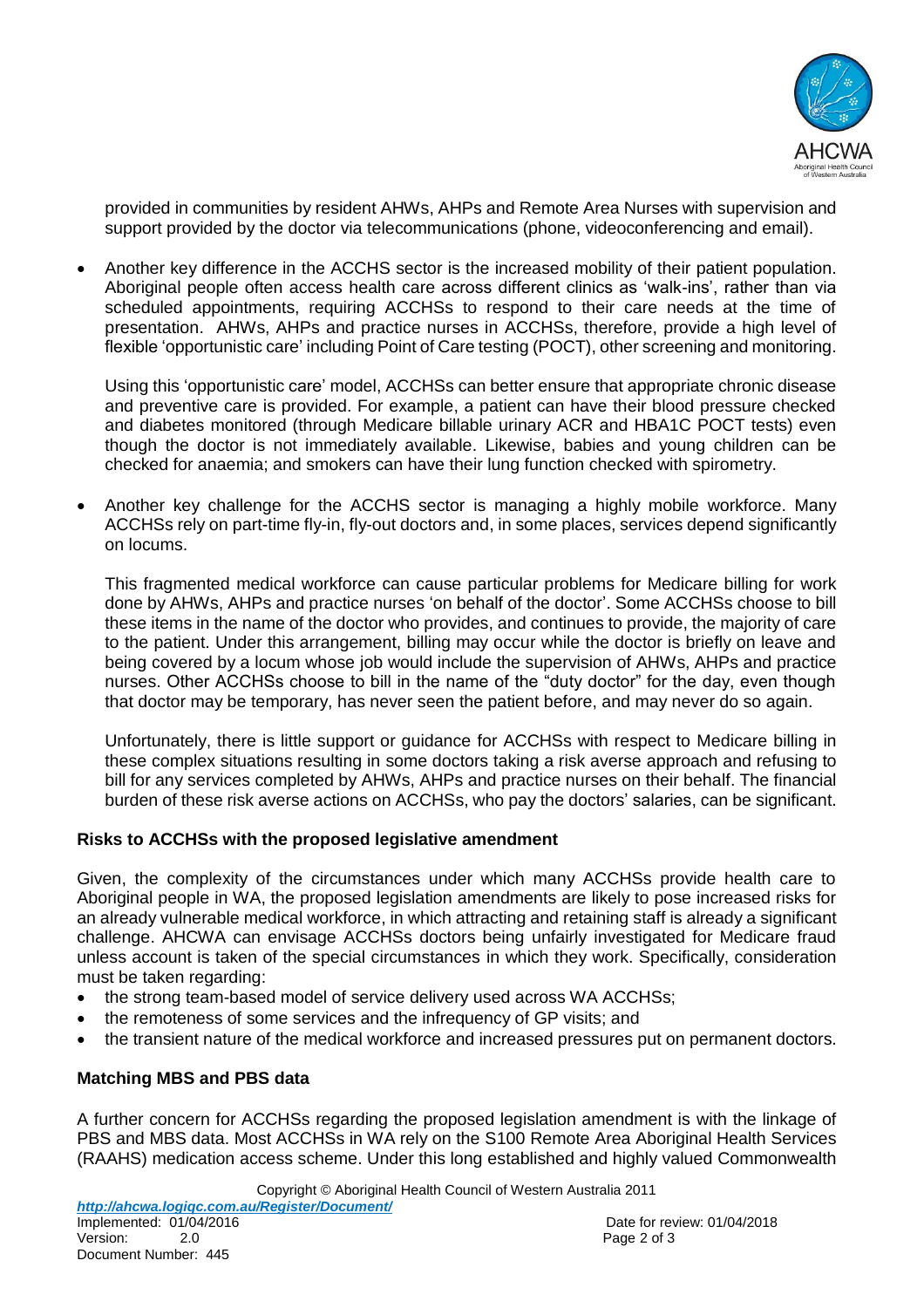provided in communities by resident AHWs, AHPs and Remote Area Nurses with supervision and support provided by the doctor via telecommunications (phone, videoconferencing and email).

- Another key difference in the ACCHS sector is the increased mobility of their patient population. Aboriginal people often access health care across different clinics as 'walk-ins', rather than via scheduled appointments, requiring ACCHSs to respond to their care needs at the time of presentation. AHWs, AHPs and practice nurses in ACCHSs, therefore, provide a high level of flexible 'opportunistic care' including Point of Care testing (POCT), other screening and monitoring.

  Using this 'opportunistic care' model, ACCHSs can better ensure that appropriate chronic disease and preventive care is provided. For example, a patient can have their blood pressure checked and diabetes monitored (through Medicare billable urinary ACR and HBA1C POCT tests) even though the doctor is not immediately available. Likewise, babies and young children can be checked for anaemia; and smokers can have their lung function checked with spirometry.

- Another key challenge for the ACCHS sector is managing a highly mobile workforce. Many ACCHSs rely on part-time fly-in, fly-out doctors and, in some places, services depend significantly on locums.

  This fragmented medical workforce can cause particular problems for Medicare billing for work done by AHWs, AHPs and practice nurses 'on behalf of the doctor'. Some ACCHSs choose to bill these items in the name of the doctor who provides, and continues to provide, the majority of care to the patient. Under this arrangement, billing may occur while the doctor is briefly on leave and being covered by a locum whose job would include the supervision of AHWs, AHPs and practice nurses. Other ACCHSs choose to bill in the name of the "duty doctor" for the day, even though that doctor may be temporary, has never seen the patient before, and may never do so again.

  Unfortunately, there is little support or guidance for ACCHSs with respect to Medicare billing in these complex situations resulting in some doctors taking a risk averse approach and refusing to bill for any services completed by AHWs, AHPs and practice nurses on their behalf. The financial burden of these risk averse actions on ACCHSs, who pay the doctors' salaries, can be significant.

**Risks to ACCHSs with the proposed legislative amendment**

Given, the complexity of the circumstances under which many ACCHSs provide health care to Aboriginal people in WA, the proposed legislation amendments are likely to pose increased risks for an already vulnerable medical workforce, in which attracting and retaining staff is already a significant challenge. AHCWA can envisage ACCHSs doctors being unfairly investigated for Medicare fraud unless account is taken of the special circumstances in which they work. Specifically, consideration must be taken regarding:

- the strong team-based model of service delivery used across WA ACCHSs;
- the remoteness of some services and the infrequency of GP visits; and
- the transient nature of the medical workforce and increased pressures put on permanent doctors.

**Matching MBS and PBS data**

A further concern for ACCHSs regarding the proposed legislation amendment is with the linkage of PBS and MBS data. Most ACCHSs in WA rely on the S100 Remote Area Aboriginal Health Services (RAAHS) medication access scheme. Under this long established and highly valued Commonwealth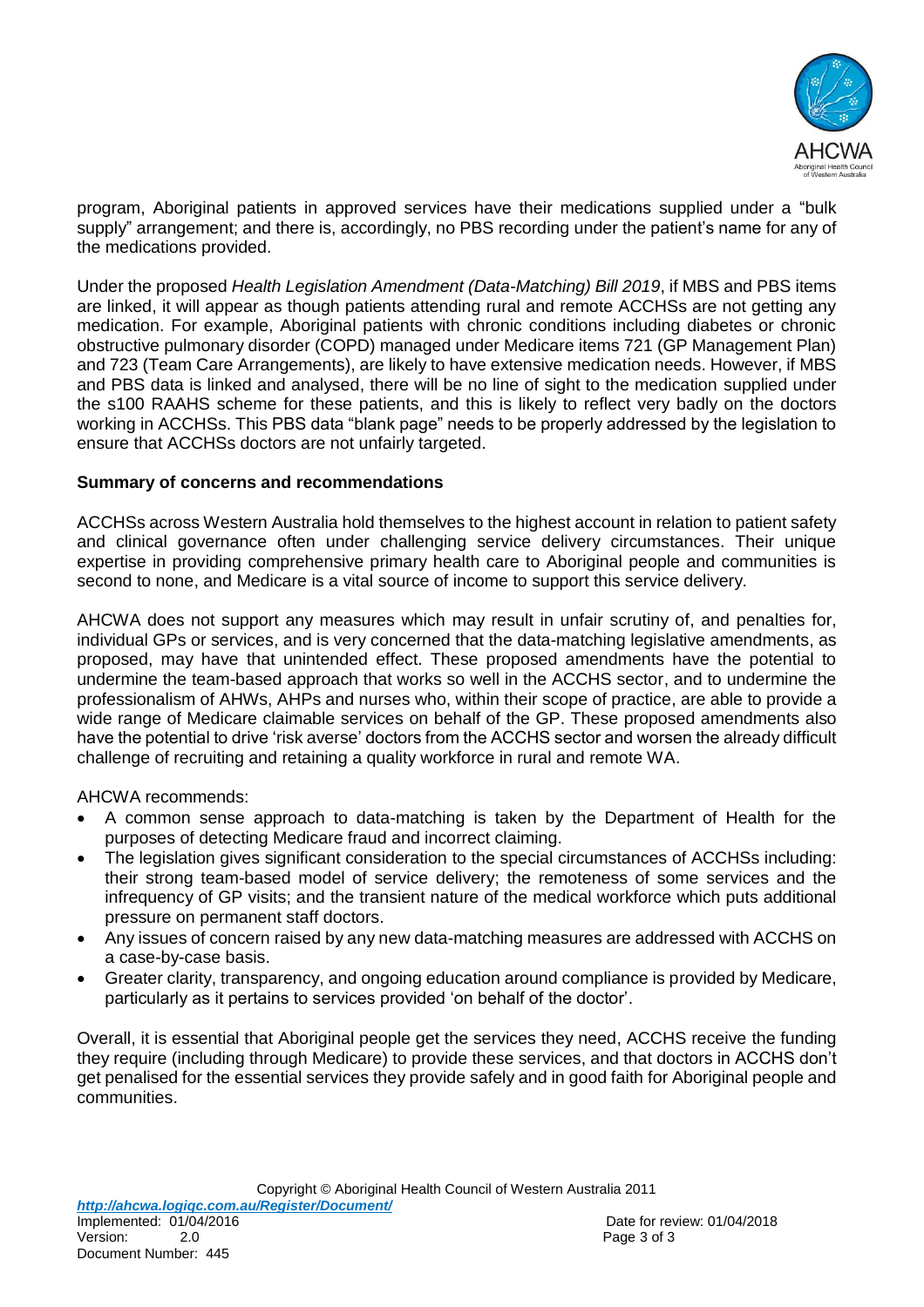program, Aboriginal patients in approved services have their medications supplied under a "bulk supply" arrangement; and there is, accordingly, no PBS recording under the patient's name for any of the medications provided.

Under the proposed *Health Legislation Amendment (Data-Matching) Bill 2019*, if MBS and PBS items are linked, it will appear as though patients attending rural and remote ACCHSs are not getting any medication. For example, Aboriginal patients with chronic conditions including diabetes or chronic obstructive pulmonary disorder (COPD) managed under Medicare items 721 (GP Management Plan) and 723 (Team Care Arrangements), are likely to have extensive medication needs. However, if MBS and PBS data is linked and analysed, there will be no line of sight to the medication supplied under the s100 RAAHS scheme for these patients, and this is likely to reflect very badly on the doctors working in ACCHSs. This PBS data "blank page" needs to be properly addressed by the legislation to ensure that ACCHSs doctors are not unfairly targeted.

**Summary of concerns and recommendations**

ACCHSs across Western Australia hold themselves to the highest account in relation to patient safety and clinical governance often under challenging service delivery circumstances. Their unique expertise in providing comprehensive primary health care to Aboriginal people and communities is second to none, and Medicare is a vital source of income to support this service delivery.

AHCWA does not support any measures which may result in unfair scrutiny of, and penalties for, individual GPs or services, and is very concerned that the data-matching legislative amendments, as proposed, may have that unintended effect. These proposed amendments have the potential to undermine the team-based approach that works so well in the ACCHS sector, and to undermine the professionalism of AHWs, AHPs and nurses who, within their scope of practice, are able to provide a wide range of Medicare claimable services on behalf of the GP. These proposed amendments also have the potential to drive 'risk averse' doctors from the ACCHS sector and worsen the already difficult challenge of recruiting and retaining a quality workforce in rural and remote WA.

AHCWA recommends:

- A common sense approach to data-matching is taken by the Department of Health for the purposes of detecting Medicare fraud and incorrect claiming.
- The legislation gives significant consideration to the special circumstances of ACCHSs including: their strong team-based model of service delivery; the remoteness of some services and the infrequency of GP visits; and the transient nature of the medical workforce which puts additional pressure on permanent staff doctors.
- Any issues of concern raised by any new data-matching measures are addressed with ACCHS on a case-by-case basis.
- Greater clarity, transparency, and ongoing education around compliance is provided by Medicare, particularly as it pertains to services provided 'on behalf of the doctor'.

Overall, it is essential that Aboriginal people get the services they need, ACCHS receive the funding they require (including through Medicare) to provide these services, and that doctors in ACCHS don't get penalised for the essential services they provide safely and in good faith for Aboriginal people and communities.